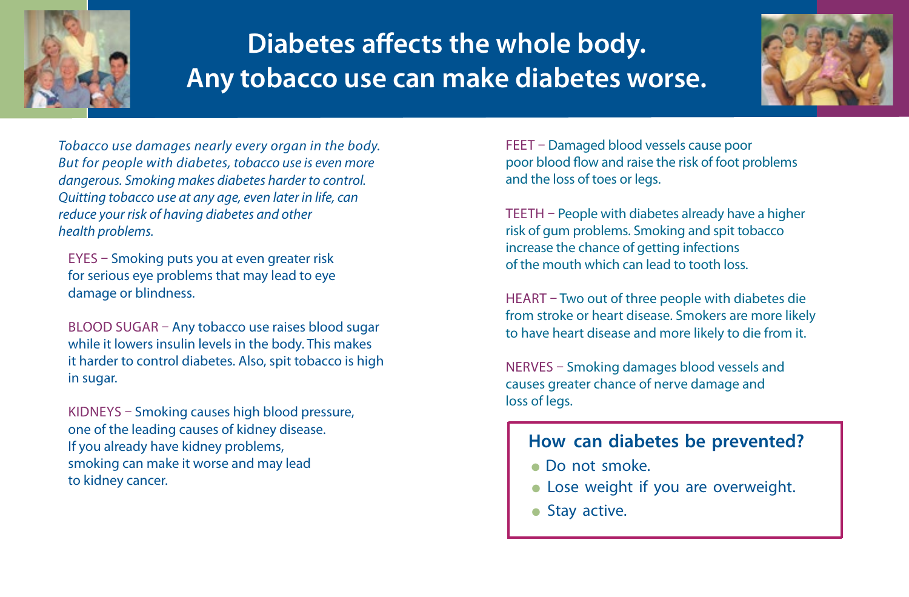# Diabetes affects the whole body. Any tobacco use can make diabetes worse.

*Tobacco use damages nearly every organ in the body. But for people with diabetes, tobacco use is even more dangerous. Smoking makes diabetes harder to control. Quitting tobacco use at any age, even later in life, can reduce your risk of having diabetes and other health problems.*

EYES – Smoking puts you at even greater risk for serious eye problems that may lead to eye damage or blindness.

BLOOD SUGAR – Any tobacco use raises blood sugar while it lowers insulin levels in the body. This makes it harder to control diabetes. Also, spit tobacco is high in sugar.

KIDNEYS – Smoking causes high blood pressure, one of the leading causes of kidney disease. If you already have kidney problems, smoking can make it worse and may lead to kidney cancer.

FEET – Damaged blood vessels cause poor poor blood flow and raise the risk of foot problems and the loss of toes or legs.

TEETH – People with diabetes already have a higher risk of gum problems. Smoking and spit tobacco increase the chance of getting infections of the mouth which can lead to tooth loss.

HEART – Two out of three people with diabetes die from stroke or heart disease. Smokers are more likely to have heart disease and more likely to die from it.

NERVES – Smoking damages blood vessels and causes greater chance of nerve damage and loss of legs.

## How can diabetes be prevented?

- Do not smoke.
- Lose weight if you are overweight.
- Stay active.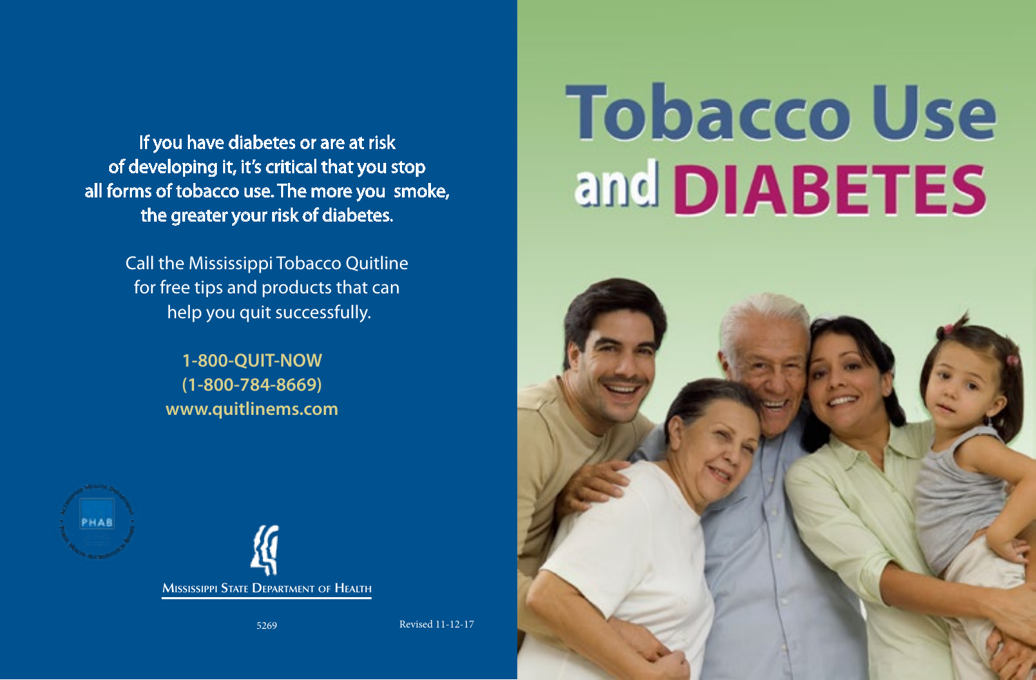If you have diabetes or are at risk of developing it, it's critical that you stop all forms of tobacco use. The more you smoke, the greater your risk of diabetes.

Call the Mississippi Tobacco Quitline for free tips and products that can help you quit successfully.

**1-800-QUIT-NOW**
**(1-800-784-8669)**
**www.quitlinems.com**

PHAB

Mississippi State Department of Health

5269

Revised 11-12-17

# Tobacco Use and DIABETES